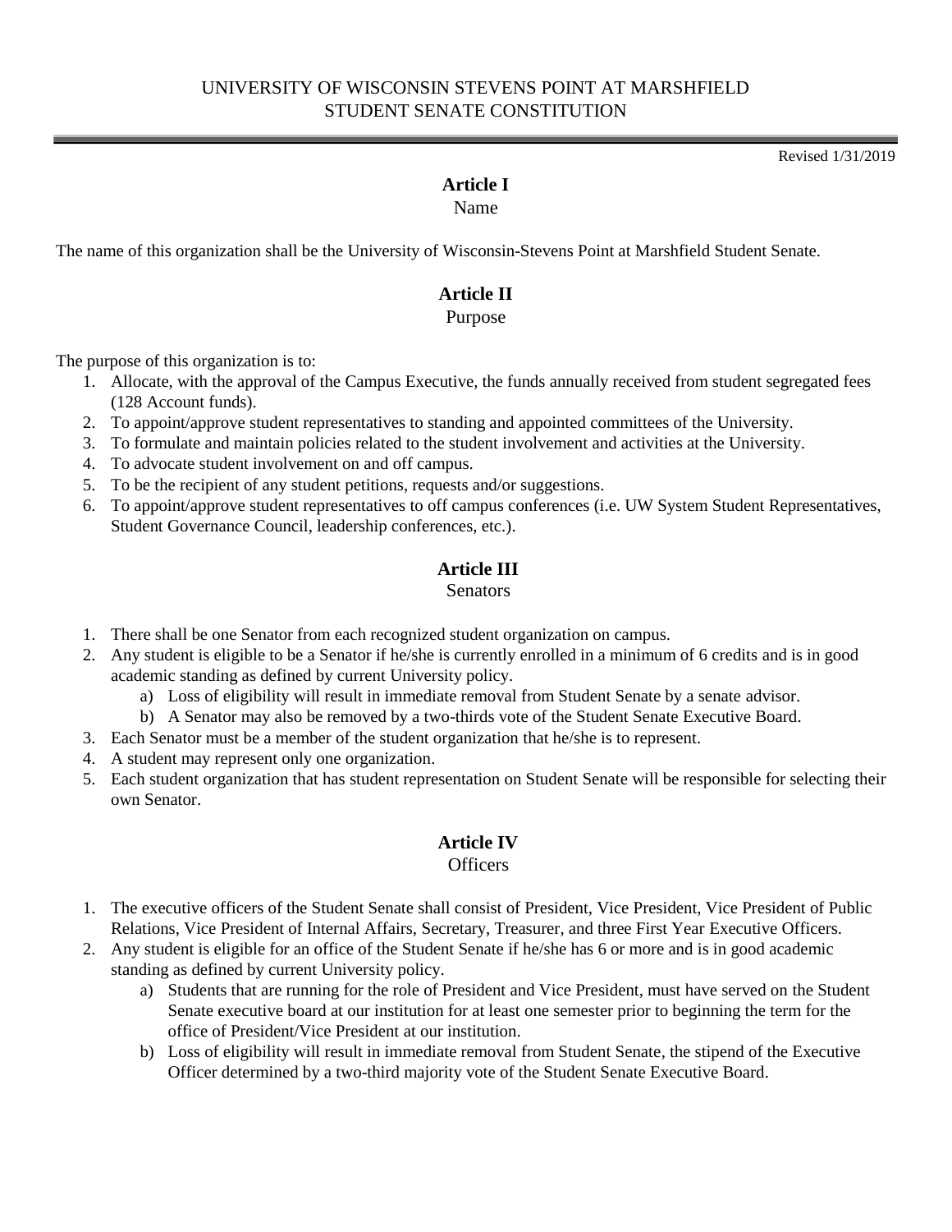# UNIVERSITY OF WISCONSIN STEVENS POINT AT MARSHFIELD
# STUDENT SENATE CONSTITUTION

Revised 1/31/2019

## Article I
Name

The name of this organization shall be the University of Wisconsin-Stevens Point at Marshfield Student Senate.

## Article II
Purpose

The purpose of this organization is to:

1. Allocate, with the approval of the Campus Executive, the funds annually received from student segregated fees (128 Account funds).
2. To appoint/approve student representatives to standing and appointed committees of the University.
3. To formulate and maintain policies related to the student involvement and activities at the University.
4. To advocate student involvement on and off campus.
5. To be the recipient of any student petitions, requests and/or suggestions.
6. To appoint/approve student representatives to off campus conferences (i.e. UW System Student Representatives, Student Governance Council, leadership conferences, etc.).

## Article III
Senators

1. There shall be one Senator from each recognized student organization on campus.
2. Any student is eligible to be a Senator if he/she is currently enrolled in a minimum of 6 credits and is in good academic standing as defined by current University policy.
   a) Loss of eligibility will result in immediate removal from Student Senate by a senate advisor.
   b) A Senator may also be removed by a two-thirds vote of the Student Senate Executive Board.
3. Each Senator must be a member of the student organization that he/she is to represent.
4. A student may represent only one organization.
5. Each student organization that has student representation on Student Senate will be responsible for selecting their own Senator.

## Article IV
Officers

1. The executive officers of the Student Senate shall consist of President, Vice President, Vice President of Public Relations, Vice President of Internal Affairs, Secretary, Treasurer, and three First Year Executive Officers.
2. Any student is eligible for an office of the Student Senate if he/she has 6 or more and is in good academic standing as defined by current University policy.
   a) Students that are running for the role of President and Vice President, must have served on the Student Senate executive board at our institution for at least one semester prior to beginning the term for the office of President/Vice President at our institution.
   b) Loss of eligibility will result in immediate removal from Student Senate, the stipend of the Executive Officer determined by a two-third majority vote of the Student Senate Executive Board.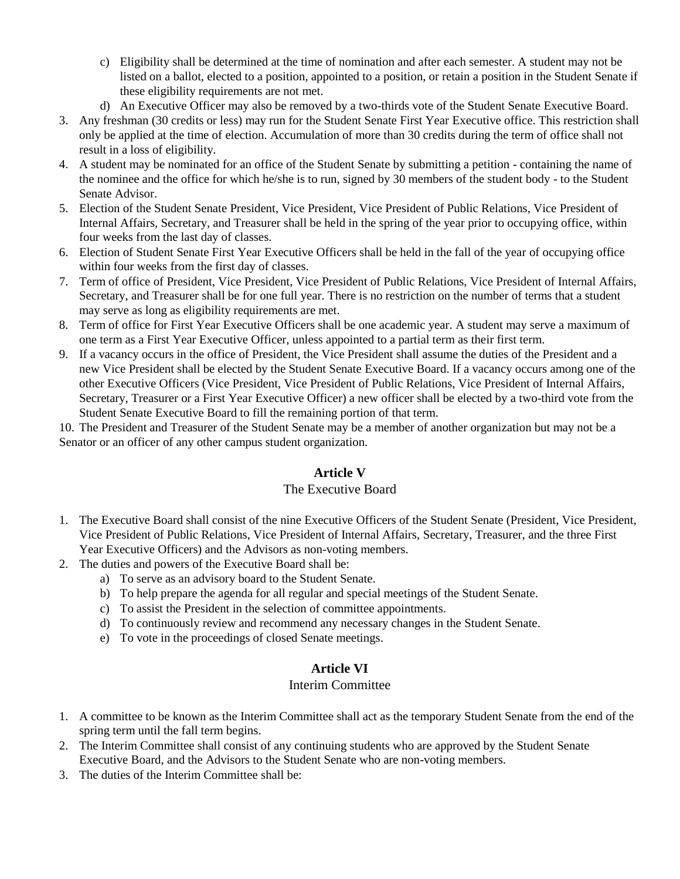c) Eligibility shall be determined at the time of nomination and after each semester. A student may not be listed on a ballot, elected to a position, appointed to a position, or retain a position in the Student Senate if these eligibility requirements are not met.
d) An Executive Officer may also be removed by a two-thirds vote of the Student Senate Executive Board.

3. Any freshman (30 credits or less) may run for the Student Senate First Year Executive office. This restriction shall only be applied at the time of election. Accumulation of more than 30 credits during the term of office shall not result in a loss of eligibility.
4. A student may be nominated for an office of the Student Senate by submitting a petition - containing the name of the nominee and the office for which he/she is to run, signed by 30 members of the student body - to the Student Senate Advisor.
5. Election of the Student Senate President, Vice President, Vice President of Public Relations, Vice President of Internal Affairs, Secretary, and Treasurer shall be held in the spring of the year prior to occupying office, within four weeks from the last day of classes.
6. Election of Student Senate First Year Executive Officers shall be held in the fall of the year of occupying office within four weeks from the first day of classes.
7. Term of office of President, Vice President, Vice President of Public Relations, Vice President of Internal Affairs, Secretary, and Treasurer shall be for one full year. There is no restriction on the number of terms that a student may serve as long as eligibility requirements are met.
8. Term of office for First Year Executive Officers shall be one academic year. A student may serve a maximum of one term as a First Year Executive Officer, unless appointed to a partial term as their first term.
9. If a vacancy occurs in the office of President, the Vice President shall assume the duties of the President and a new Vice President shall be elected by the Student Senate Executive Board. If a vacancy occurs among one of the other Executive Officers (Vice President, Vice President of Public Relations, Vice President of Internal Affairs, Secretary, Treasurer or a First Year Executive Officer) a new officer shall be elected by a two-third vote from the Student Senate Executive Board to fill the remaining portion of that term.
10. The President and Treasurer of the Student Senate may be a member of another organization but may not be a Senator or an officer of any other campus student organization.

## Article V

The Executive Board

1. The Executive Board shall consist of the nine Executive Officers of the Student Senate (President, Vice President, Vice President of Public Relations, Vice President of Internal Affairs, Secretary, Treasurer, and the three First Year Executive Officers) and the Advisors as non-voting members.
2. The duties and powers of the Executive Board shall be:
   a) To serve as an advisory board to the Student Senate.
   b) To help prepare the agenda for all regular and special meetings of the Student Senate.
   c) To assist the President in the selection of committee appointments.
   d) To continuously review and recommend any necessary changes in the Student Senate.
   e) To vote in the proceedings of closed Senate meetings.

## Article VI

Interim Committee

1. A committee to be known as the Interim Committee shall act as the temporary Student Senate from the end of the spring term until the fall term begins.
2. The Interim Committee shall consist of any continuing students who are approved by the Student Senate Executive Board, and the Advisors to the Student Senate who are non-voting members.
3. The duties of the Interim Committee shall be: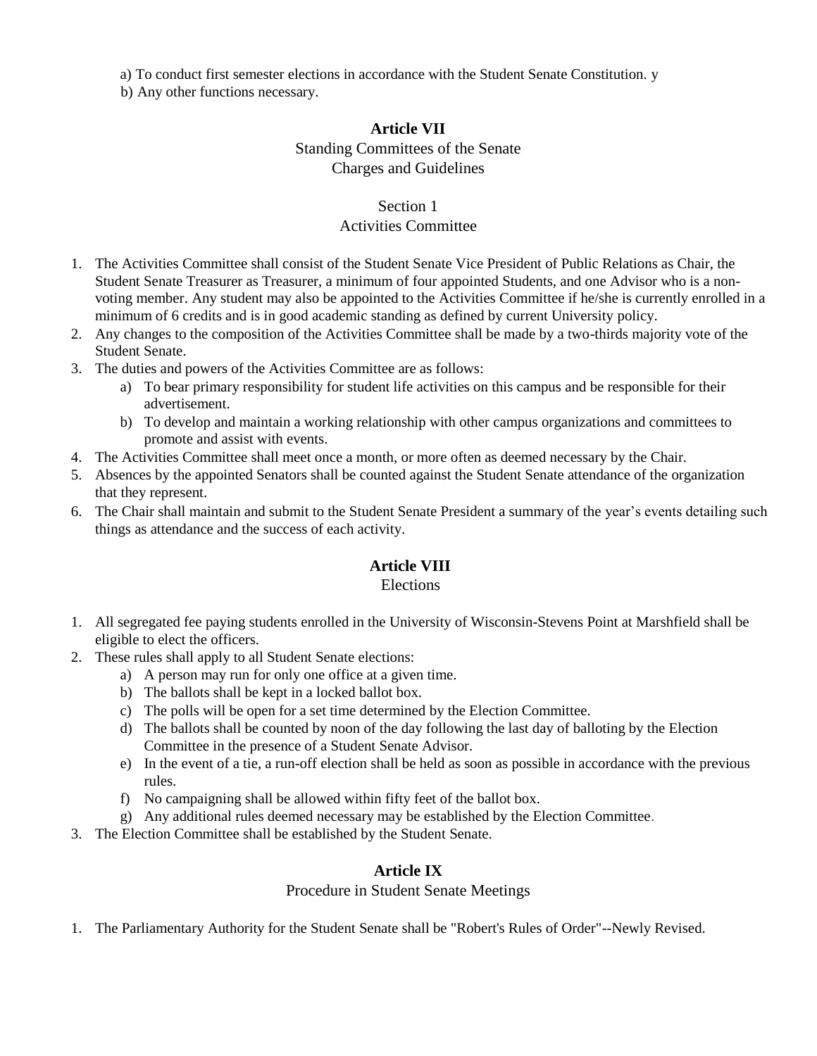a) To conduct first semester elections in accordance with the Student Senate Constitution. y
b) Any other functions necessary.

## Article VII

Standing Committees of the Senate
Charges and Guidelines

### Section 1
Activities Committee

1. The Activities Committee shall consist of the Student Senate Vice President of Public Relations as Chair, the Student Senate Treasurer as Treasurer, a minimum of four appointed Students, and one Advisor who is a non-voting member. Any student may also be appointed to the Activities Committee if he/she is currently enrolled in a minimum of 6 credits and is in good academic standing as defined by current University policy.
2. Any changes to the composition of the Activities Committee shall be made by a two-thirds majority vote of the Student Senate.
3. The duties and powers of the Activities Committee are as follows:
   a) To bear primary responsibility for student life activities on this campus and be responsible for their advertisement.
   b) To develop and maintain a working relationship with other campus organizations and committees to promote and assist with events.
4. The Activities Committee shall meet once a month, or more often as deemed necessary by the Chair.
5. Absences by the appointed Senators shall be counted against the Student Senate attendance of the organization that they represent.
6. The Chair shall maintain and submit to the Student Senate President a summary of the year's events detailing such things as attendance and the success of each activity.

## Article VIII

Elections

1. All segregated fee paying students enrolled in the University of Wisconsin-Stevens Point at Marshfield shall be eligible to elect the officers.
2. These rules shall apply to all Student Senate elections:
   a) A person may run for only one office at a given time.
   b) The ballots shall be kept in a locked ballot box.
   c) The polls will be open for a set time determined by the Election Committee.
   d) The ballots shall be counted by noon of the day following the last day of balloting by the Election Committee in the presence of a Student Senate Advisor.
   e) In the event of a tie, a run-off election shall be held as soon as possible in accordance with the previous rules.
   f) No campaigning shall be allowed within fifty feet of the ballot box.
   g) Any additional rules deemed necessary may be established by the Election Committee.
3. The Election Committee shall be established by the Student Senate.

## Article IX

Procedure in Student Senate Meetings

1. The Parliamentary Authority for the Student Senate shall be "Robert's Rules of Order"--Newly Revised.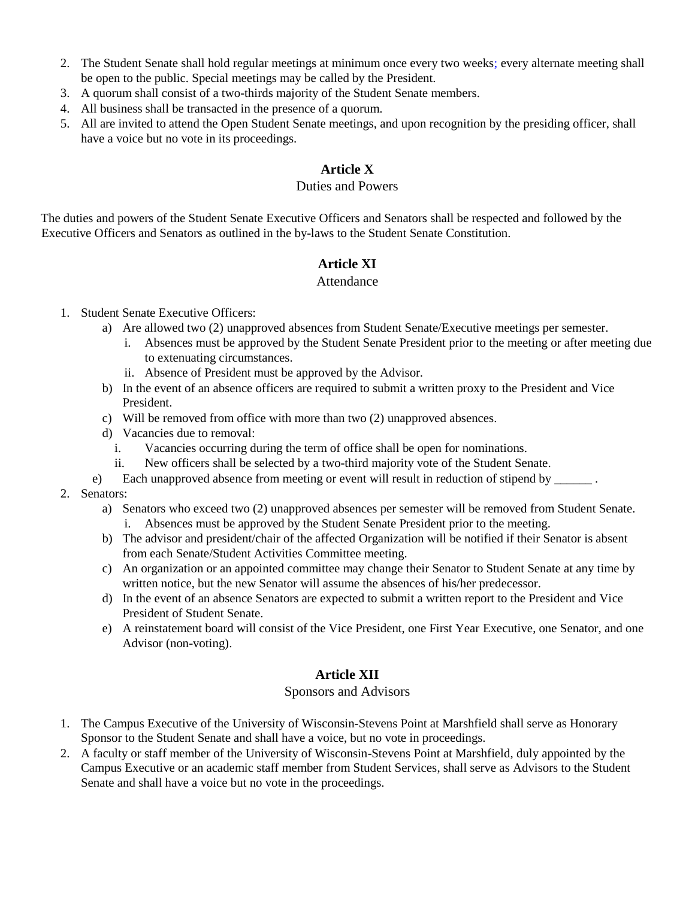2. The Student Senate shall hold regular meetings at minimum once every two weeks; every alternate meeting shall be open to the public. Special meetings may be called by the President.
3. A quorum shall consist of a two-thirds majority of the Student Senate members.
4. All business shall be transacted in the presence of a quorum.
5. All are invited to attend the Open Student Senate meetings, and upon recognition by the presiding officer, shall have a voice but no vote in its proceedings.

## Article X

### Duties and Powers

The duties and powers of the Student Senate Executive Officers and Senators shall be respected and followed by the Executive Officers and Senators as outlined in the by-laws to the Student Senate Constitution.

## Article XI

### Attendance

1. Student Senate Executive Officers:
   a) Are allowed two (2) unapproved absences from Student Senate/Executive meetings per semester.
      i. Absences must be approved by the Student Senate President prior to the meeting or after meeting due to extenuating circumstances.
      ii. Absence of President must be approved by the Advisor.
   b) In the event of an absence officers are required to submit a written proxy to the President and Vice President.
   c) Will be removed from office with more than two (2) unapproved absences.
   d) Vacancies due to removal:
      i. Vacancies occurring during the term of office shall be open for nominations.
      ii. New officers shall be selected by a two-third majority vote of the Student Senate.
   e) Each unapproved absence from meeting or event will result in reduction of stipend by ______ .
2. Senators:
   a) Senators who exceed two (2) unapproved absences per semester will be removed from Student Senate.
      i. Absences must be approved by the Student Senate President prior to the meeting.
   b) The advisor and president/chair of the affected Organization will be notified if their Senator is absent from each Senate/Student Activities Committee meeting.
   c) An organization or an appointed committee may change their Senator to Student Senate at any time by written notice, but the new Senator will assume the absences of his/her predecessor.
   d) In the event of an absence Senators are expected to submit a written report to the President and Vice President of Student Senate.
   e) A reinstatement board will consist of the Vice President, one First Year Executive, one Senator, and one Advisor (non-voting).

## Article XII

### Sponsors and Advisors

1. The Campus Executive of the University of Wisconsin-Stevens Point at Marshfield shall serve as Honorary Sponsor to the Student Senate and shall have a voice, but no vote in proceedings.
2. A faculty or staff member of the University of Wisconsin-Stevens Point at Marshfield, duly appointed by the Campus Executive or an academic staff member from Student Services, shall serve as Advisors to the Student Senate and shall have a voice but no vote in the proceedings.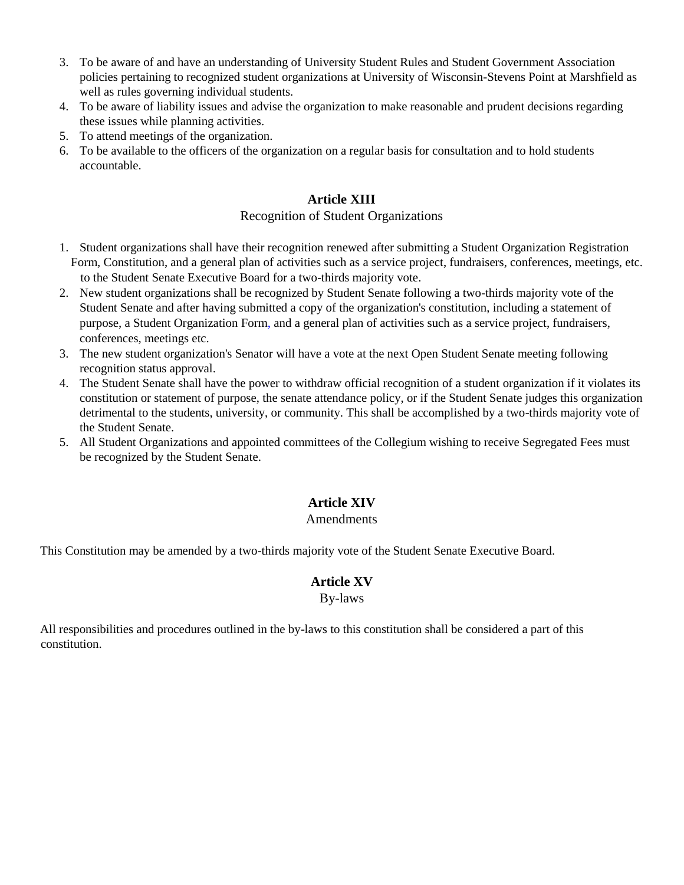3. To be aware of and have an understanding of University Student Rules and Student Government Association policies pertaining to recognized student organizations at University of Wisconsin-Stevens Point at Marshfield as well as rules governing individual students.
4. To be aware of liability issues and advise the organization to make reasonable and prudent decisions regarding these issues while planning activities.
5. To attend meetings of the organization.
6. To be available to the officers of the organization on a regular basis for consultation and to hold students accountable.

## Article XIII

Recognition of Student Organizations

1. Student organizations shall have their recognition renewed after submitting a Student Organization Registration Form, Constitution, and a general plan of activities such as a service project, fundraisers, conferences, meetings, etc. to the Student Senate Executive Board for a two-thirds majority vote.
2. New student organizations shall be recognized by Student Senate following a two-thirds majority vote of the Student Senate and after having submitted a copy of the organization's constitution, including a statement of purpose, a Student Organization Form, and a general plan of activities such as a service project, fundraisers, conferences, meetings etc.
3. The new student organization's Senator will have a vote at the next Open Student Senate meeting following recognition status approval.
4. The Student Senate shall have the power to withdraw official recognition of a student organization if it violates its constitution or statement of purpose, the senate attendance policy, or if the Student Senate judges this organization detrimental to the students, university, or community. This shall be accomplished by a two-thirds majority vote of the Student Senate.
5. All Student Organizations and appointed committees of the Collegium wishing to receive Segregated Fees must be recognized by the Student Senate.

## Article XIV

Amendments

This Constitution may be amended by a two-thirds majority vote of the Student Senate Executive Board.

## Article XV

By-laws

All responsibilities and procedures outlined in the by-laws to this constitution shall be considered a part of this constitution.